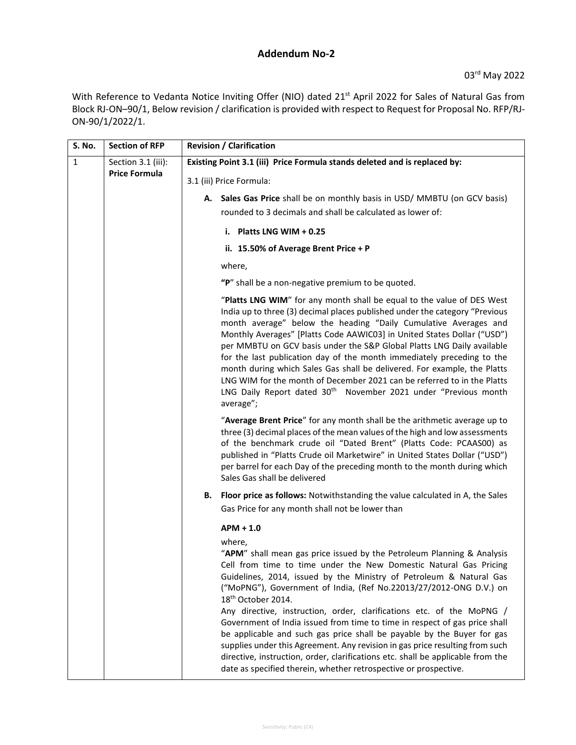## Addendum No-2

03rd May 2022

With Reference to Vedanta Notice Inviting Offer (NIO) dated 21st April 2022 for Sales of Natural Gas from Block RJ-ON–90/1, Below revision / clarification is provided with respect to Request for Proposal No. RFP/RJ-ON-90/1/2022/1.

| S. No. | Section of RFP | Revision / Clarification |
| --- | --- | --- |
| 1 | Section 3.1 (iii): **Price Formula** | **Existing Point 3.1 (iii) Price Formula stands deleted and is replaced by:**<br><br>3.1 (iii) Price Formula:<br><br>**A. Sales Gas Price** shall be on monthly basis in USD/ MMBTU (on GCV basis) rounded to 3 decimals and shall be calculated as lower of:<br><br>**i. Platts LNG WIM + 0.25**<br><br>**ii. 15.50% of Average Brent Price + P**<br><br>where,<br><br>"**P**" shall be a non-negative premium to be quoted.<br><br>"**Platts LNG WIM**" for any month shall be equal to the value of DES West India up to three (3) decimal places published under the category "Previous month average" below the heading "Daily Cumulative Averages and Monthly Averages" [Platts Code AAWIC03] in United States Dollar ("USD") per MMBTU on GCV basis under the S&P Global Platts LNG Daily available for the last publication day of the month immediately preceding to the month during which Sales Gas shall be delivered. For example, the Platts LNG WIM for the month of December 2021 can be referred to in the Platts LNG Daily Report dated 30th November 2021 under "Previous month average";<br><br>"**Average Brent Price**" for any month shall be the arithmetic average up to three (3) decimal places of the mean values of the high and low assessments of the benchmark crude oil "Dated Brent" (Platts Code: PCAAS00) as published in "Platts Crude oil Marketwire" in United States Dollar ("USD") per barrel for each Day of the preceding month to the month during which Sales Gas shall be delivered<br><br>**B. Floor price as follows:** Notwithstanding the value calculated in A, the Sales Gas Price for any month shall not be lower than<br><br>**APM + 1.0**<br><br>where,<br>"**APM**" shall mean gas price issued by the Petroleum Planning & Analysis Cell from time to time under the New Domestic Natural Gas Pricing Guidelines, 2014, issued by the Ministry of Petroleum & Natural Gas ("MoPNG"), Government of India, (Ref No.22013/27/2012-ONG D.V.) on 18th October 2014.<br>Any directive, instruction, order, clarifications etc. of the MoPNG / Government of India issued from time to time in respect of gas price shall be applicable and such gas price shall be payable by the Buyer for gas supplies under this Agreement. Any revision in gas price resulting from such directive, instruction, order, clarifications etc. shall be applicable from the date as specified therein, whether retrospective or prospective. |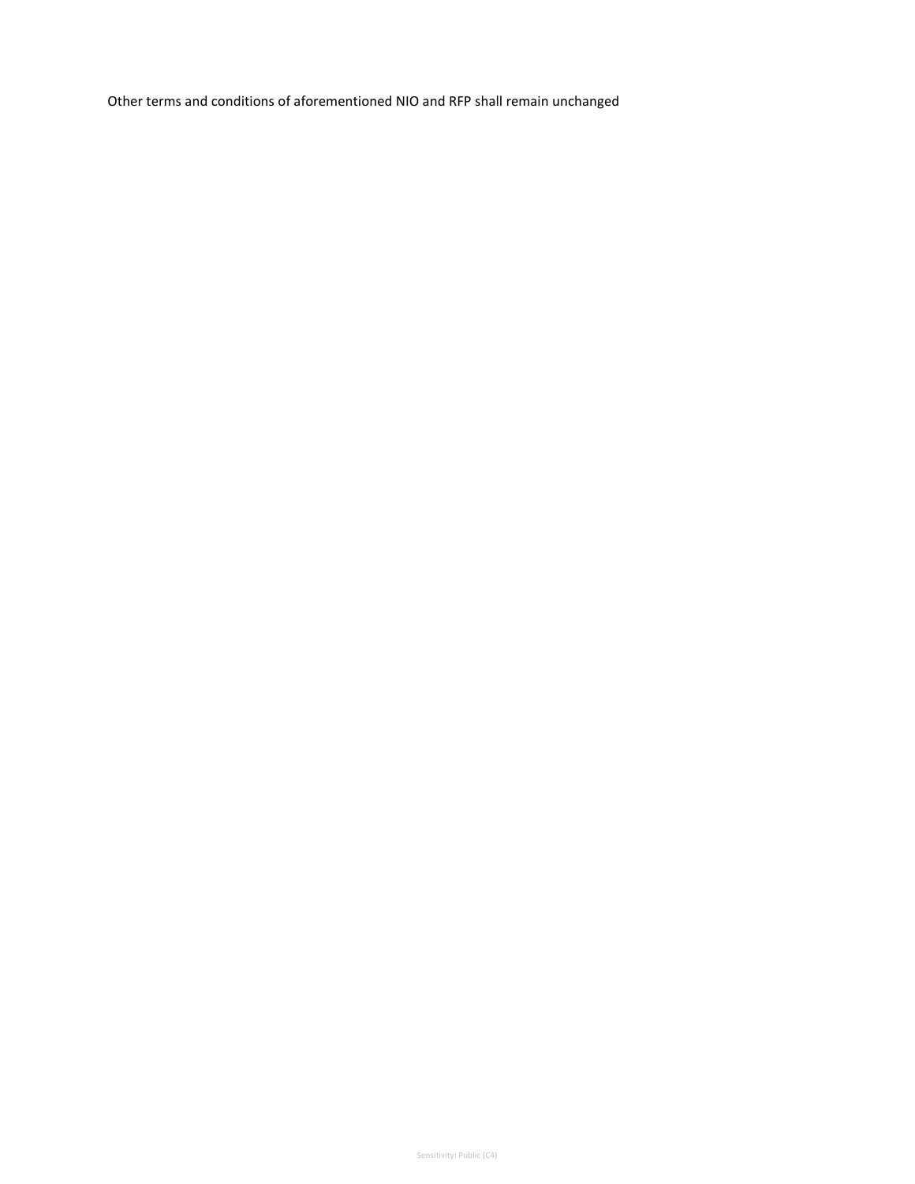Other terms and conditions of aforementioned NIO and RFP shall remain unchanged